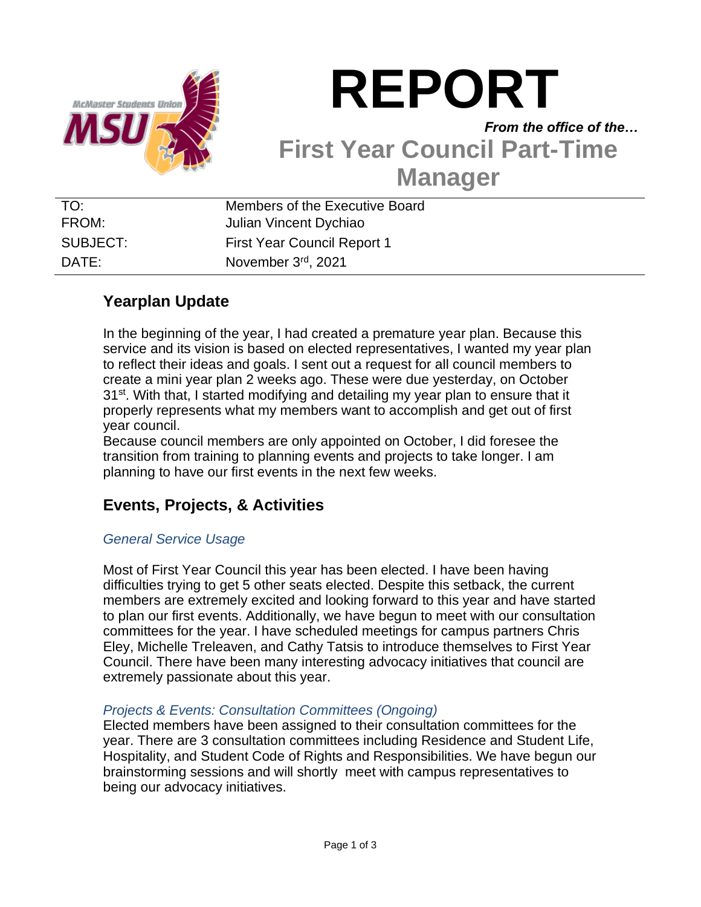# REPORT

*From the office of the…*

## First Year Council Part-Time Manager

| | |
|---|---|
| TO: | Members of the Executive Board |
| FROM: | Julian Vincent Dychiao |
| SUBJECT: | First Year Council Report 1 |
| DATE: | November 3rd, 2021 |

## Yearplan Update

In the beginning of the year, I had created a premature year plan. Because this service and its vision is based on elected representatives, I wanted my year plan to reflect their ideas and goals. I sent out a request for all council members to create a mini year plan 2 weeks ago. These were due yesterday, on October 31st. With that, I started modifying and detailing my year plan to ensure that it properly represents what my members want to accomplish and get out of first year council.

Because council members are only appointed on October, I did foresee the transition from training to planning events and projects to take longer. I am planning to have our first events in the next few weeks.

## Events, Projects, & Activities

### *General Service Usage*

Most of First Year Council this year has been elected. I have been having difficulties trying to get 5 other seats elected. Despite this setback, the current members are extremely excited and looking forward to this year and have started to plan our first events. Additionally, we have begun to meet with our consultation committees for the year. I have scheduled meetings for campus partners Chris Eley, Michelle Treleaven, and Cathy Tatsis to introduce themselves to First Year Council. There have been many interesting advocacy initiatives that council are extremely passionate about this year.

### *Projects & Events: Consultation Committees (Ongoing)*

Elected members have been assigned to their consultation committees for the year. There are 3 consultation committees including Residence and Student Life, Hospitality, and Student Code of Rights and Responsibilities. We have begun our brainstorming sessions and will shortly meet with campus representatives to being our advocacy initiatives.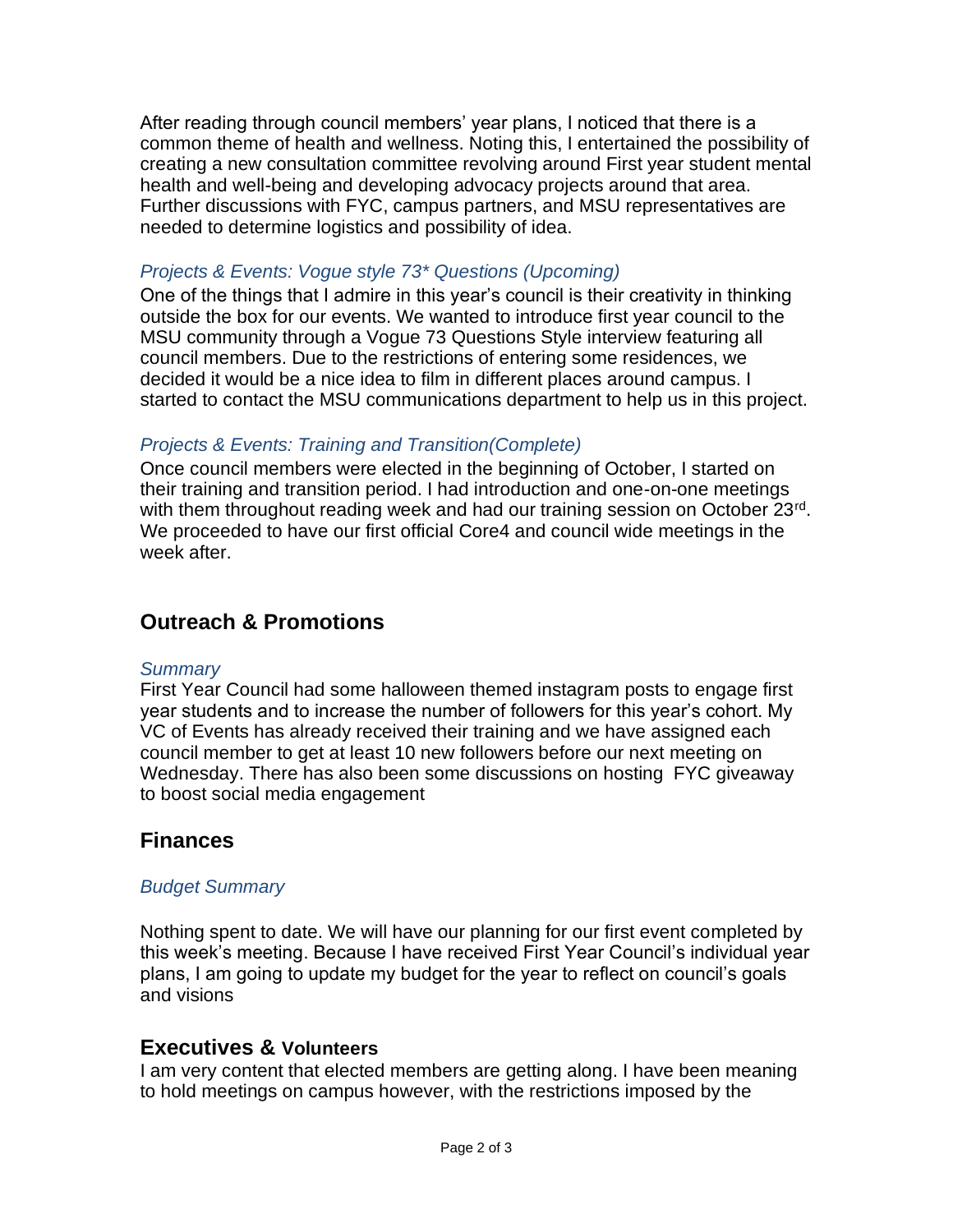After reading through council members' year plans, I noticed that there is a common theme of health and wellness. Noting this, I entertained the possibility of creating a new consultation committee revolving around First year student mental health and well-being and developing advocacy projects around that area. Further discussions with FYC, campus partners, and MSU representatives are needed to determine logistics and possibility of idea.

### *Projects & Events: Vogue style 73* Questions (Upcoming)*

One of the things that I admire in this year's council is their creativity in thinking outside the box for our events. We wanted to introduce first year council to the MSU community through a Vogue 73 Questions Style interview featuring all council members. Due to the restrictions of entering some residences, we decided it would be a nice idea to film in different places around campus. I started to contact the MSU communications department to help us in this project.

### *Projects & Events: Training and Transition(Complete)*

Once council members were elected in the beginning of October, I started on their training and transition period. I had introduction and one-on-one meetings with them throughout reading week and had our training session on October 23rd. We proceeded to have our first official Core4 and council wide meetings in the week after.

## Outreach & Promotions

### *Summary*

First Year Council had some halloween themed instagram posts to engage first year students and to increase the number of followers for this year's cohort. My VC of Events has already received their training and we have assigned each council member to get at least 10 new followers before our next meeting on Wednesday. There has also been some discussions on hosting FYC giveaway to boost social media engagement

## Finances

### *Budget Summary*

Nothing spent to date. We will have our planning for our first event completed by this week's meeting. Because I have received First Year Council's individual year plans, I am going to update my budget for the year to reflect on council's goals and visions

## Executives & Volunteers

I am very content that elected members are getting along. I have been meaning to hold meetings on campus however, with the restrictions imposed by the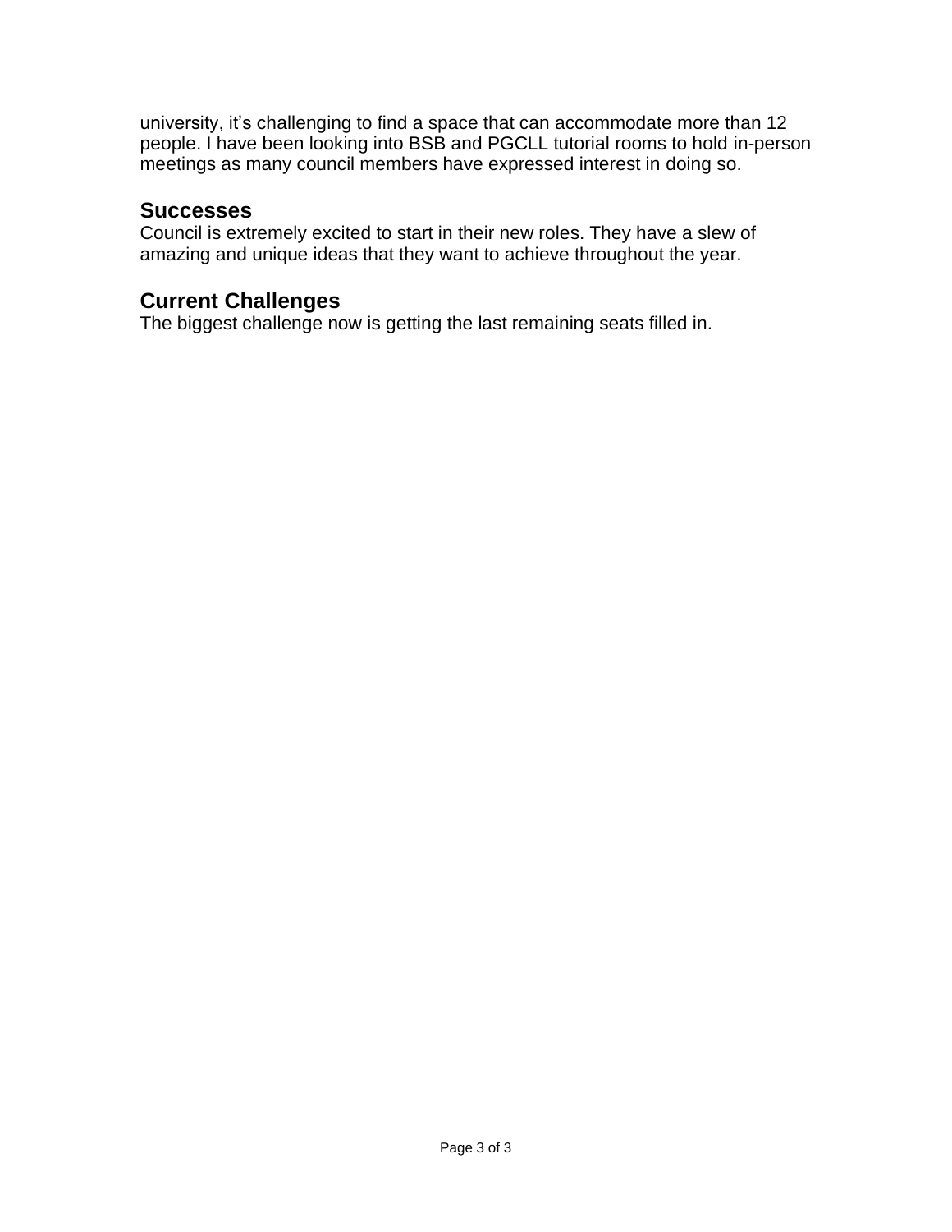university, it's challenging to find a space that can accommodate more than 12 people. I have been looking into BSB and PGCLL tutorial rooms to hold in-person meetings as many council members have expressed interest in doing so.

## Successes

Council is extremely excited to start in their new roles. They have a slew of amazing and unique ideas that they want to achieve throughout the year.

## Current Challenges

The biggest challenge now is getting the last remaining seats filled in.